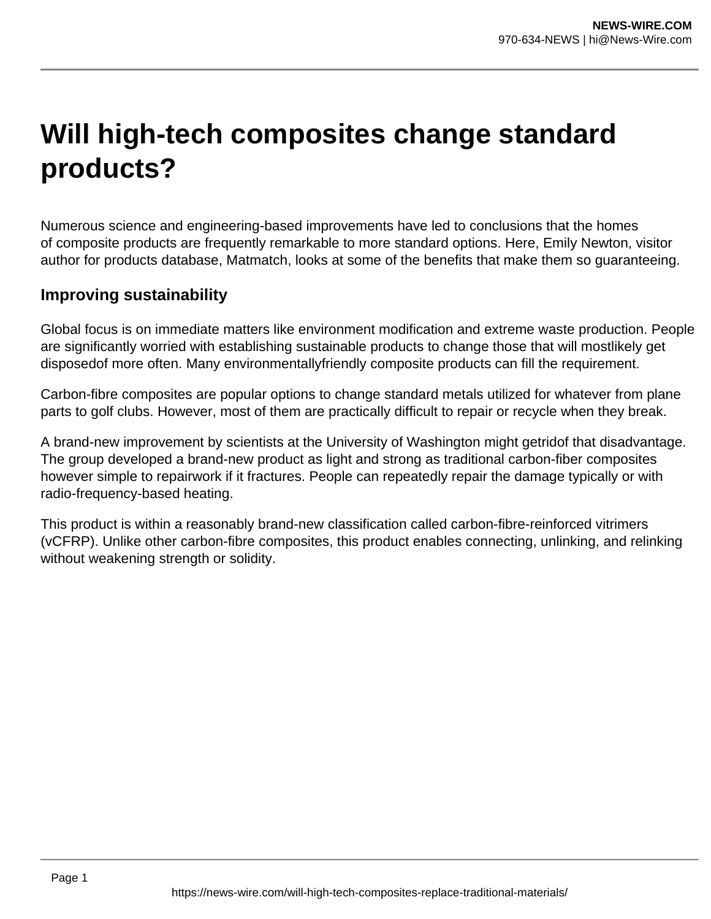# Will high-tech composites change standard products?

Numerous science and engineering-based improvements have led to conclusions that the homes of composite products are frequently remarkable to more standard options. Here, Emily Newton, visitor author for products database, Matmatch, looks at some of the benefits that make them so guaranteeing.

## Improving sustainability

Global focus is on immediate matters like environment modification and extreme waste production. People are significantly worried with establishing sustainable products to change those that will mostlikely get disposedof more often. Many environmentallyfriendly composite products can fill the requirement.

Carbon-fibre composites are popular options to change standard metals utilized for whatever from plane parts to golf clubs. However, most of them are practically difficult to repair or recycle when they break.

A brand-new improvement by scientists at the University of Washington might getridof that disadvantage. The group developed a brand-new product as light and strong as traditional carbon-fiber composites however simple to repairwork if it fractures. People can repeatedly repair the damage typically or with radio-frequency-based heating.

This product is within a reasonably brand-new classification called carbon-fibre-reinforced vitrimers (vCFRP). Unlike other carbon-fibre composites, this product enables connecting, unlinking, and relinking without weakening strength or solidity.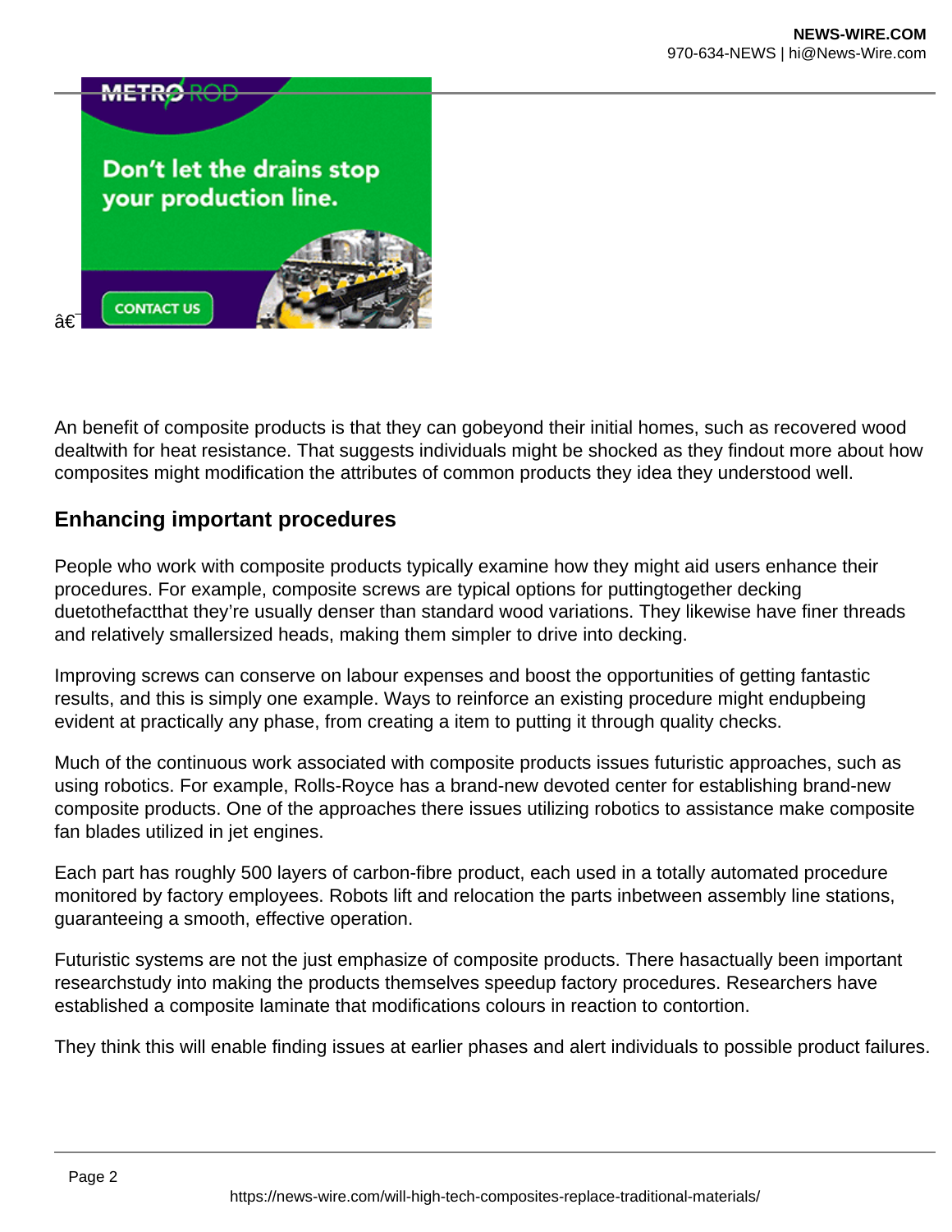â€¯

An benefit of composite products is that they can gobeyond their initial homes, such as recovered wood dealtwith for heat resistance. That suggests individuals might be shocked as they findout more about how composites might modification the attributes of common products they idea they understood well.

## Enhancing important procedures

People who work with composite products typically examine how they might aid users enhance their procedures. For example, composite screws are typical options for puttingtogether decking duetothefactthat they're usually denser than standard wood variations. They likewise have finer threads and relatively smallersized heads, making them simpler to drive into decking.

Improving screws can conserve on labour expenses and boost the opportunities of getting fantastic results, and this is simply one example. Ways to reinforce an existing procedure might endupbeing evident at practically any phase, from creating a item to putting it through quality checks.

Much of the continuous work associated with composite products issues futuristic approaches, such as using robotics. For example, Rolls-Royce has a brand-new devoted center for establishing brand-new composite products. One of the approaches there issues utilizing robotics to assistance make composite fan blades utilized in jet engines.

Each part has roughly 500 layers of carbon-fibre product, each used in a totally automated procedure monitored by factory employees. Robots lift and relocation the parts inbetween assembly line stations, guaranteeing a smooth, effective operation.

Futuristic systems are not the just emphasize of composite products. There hasactually been important researchstudy into making the products themselves speedup factory procedures. Researchers have established a composite laminate that modifications colours in reaction to contortion.

They think this will enable finding issues at earlier phases and alert individuals to possible product failures.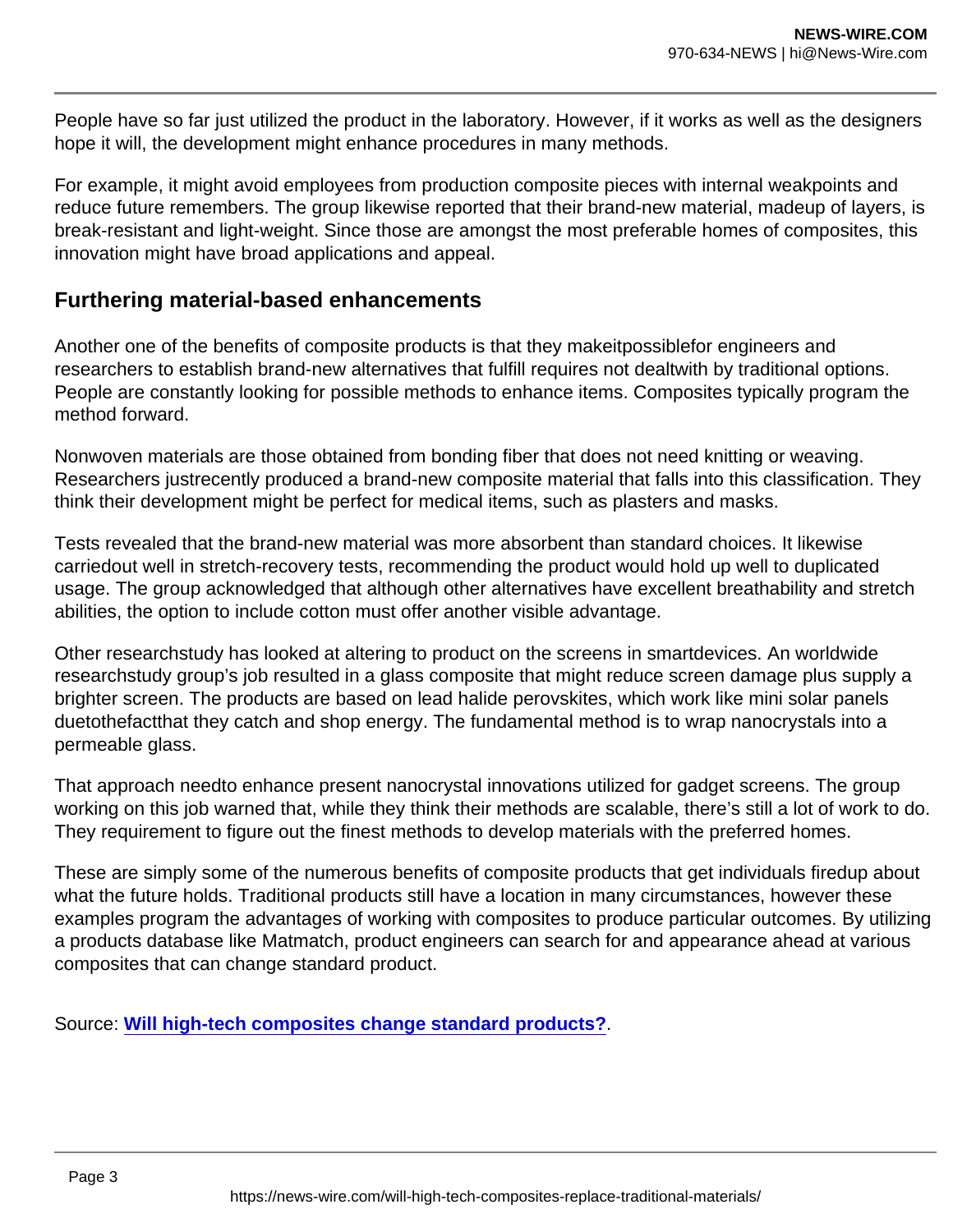People have so far just utilized the product in the laboratory. However, if it works as well as the designers hope it will, the development might enhance procedures in many methods.

For example, it might avoid employees from production composite pieces with internal weakpoints and reduce future remembers. The group likewise reported that their brand-new material, madeup of layers, is break-resistant and light-weight. Since those are amongst the most preferable homes of composites, this innovation might have broad applications and appeal.

## Furthering material-based enhancements

Another one of the benefits of composite products is that they makeitpossiblefor engineers and researchers to establish brand-new alternatives that fulfill requires not dealtwith by traditional options. People are constantly looking for possible methods to enhance items. Composites typically program the method forward.

Nonwoven materials are those obtained from bonding fiber that does not need knitting or weaving. Researchers justrecently produced a brand-new composite material that falls into this classification. They think their development might be perfect for medical items, such as plasters and masks.

Tests revealed that the brand-new material was more absorbent than standard choices. It likewise carriedout well in stretch-recovery tests, recommending the product would hold up well to duplicated usage. The group acknowledged that although other alternatives have excellent breathability and stretch abilities, the option to include cotton must offer another visible advantage.

Other researchstudy has looked at altering to product on the screens in smartdevices. An worldwide researchstudy group's job resulted in a glass composite that might reduce screen damage plus supply a brighter screen. The products are based on lead halide perovskites, which work like mini solar panels duetothefactthat they catch and shop energy. The fundamental method is to wrap nanocrystals into a permeable glass.

That approach needto enhance present nanocrystal innovations utilized for gadget screens. The group working on this job warned that, while they think their methods are scalable, there's still a lot of work to do. They requirement to figure out the finest methods to develop materials with the preferred homes.

These are simply some of the numerous benefits of composite products that get individuals firedup about what the future holds. Traditional products still have a location in many circumstances, however these examples program the advantages of working with composites to produce particular outcomes. By utilizing a products database like Matmatch, product engineers can search for and appearance ahead at various composites that can change standard product.

Source: **Will high-tech composites change standard products?**.